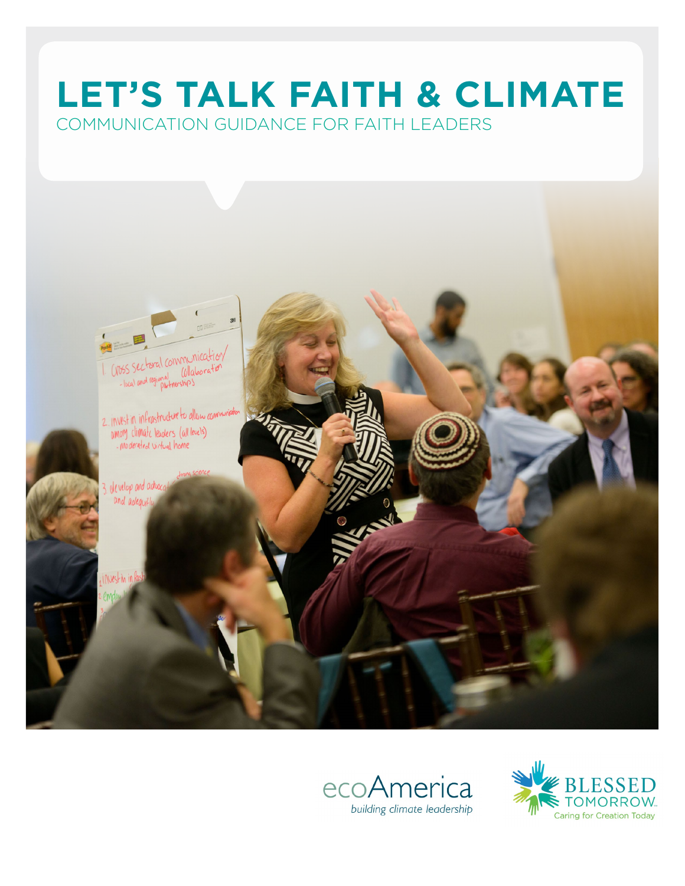# LET'S TALK FAITH & CLIMATE

COMMUNICATION GUIDANCE FOR FAITH LEADERS

ecoAmerica
*building climate leadership*

BLESSED TOMORROW
Caring for Creation Today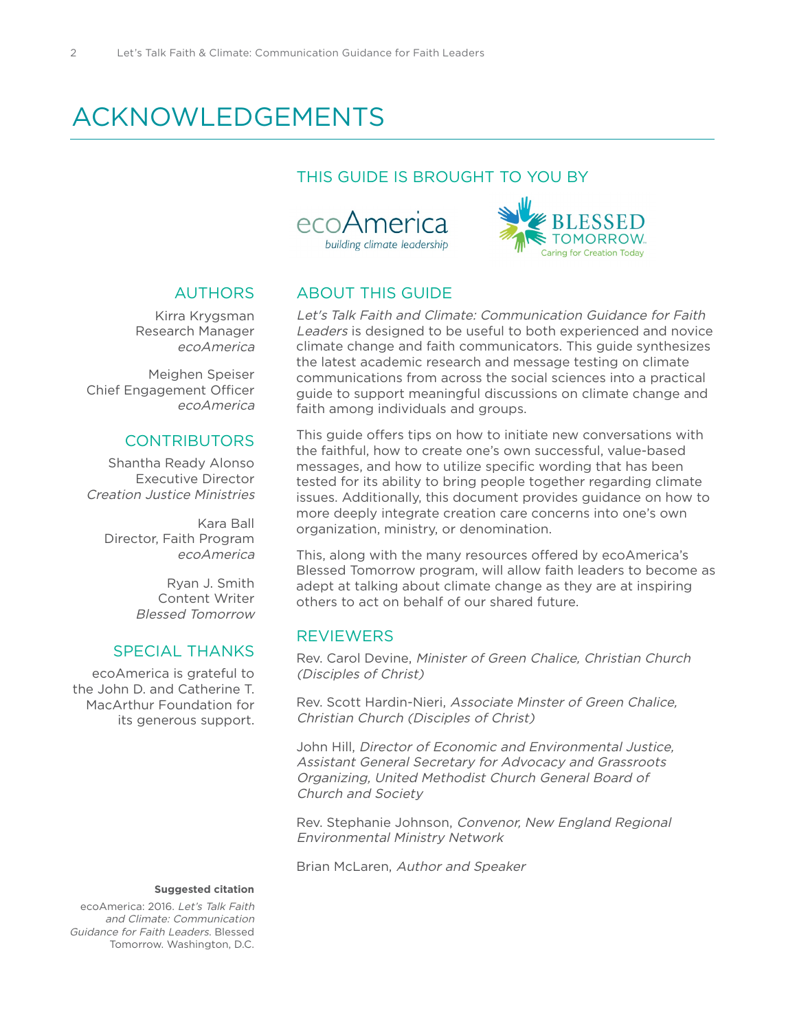# ACKNOWLEDGEMENTS

## THIS GUIDE IS BROUGHT TO YOU BY

ecoAmerica
*building climate leadership*

BLESSED TOMORROW
Caring for Creation Today

## AUTHORS

Kirra Krygsman
Research Manager
*ecoAmerica*

Meighen Speiser
Chief Engagement Officer
*ecoAmerica*

## CONTRIBUTORS

Shantha Ready Alonso
Executive Director
*Creation Justice Ministries*

Kara Ball
Director, Faith Program
*ecoAmerica*

Ryan J. Smith
Content Writer
*Blessed Tomorrow*

## SPECIAL THANKS

ecoAmerica is grateful to the John D. and Catherine T. MacArthur Foundation for its generous support.

**Suggested citation**

ecoAmerica: 2016. *Let's Talk Faith and Climate: Communication Guidance for Faith Leaders.* Blessed Tomorrow. Washington, D.C.

## ABOUT THIS GUIDE

*Let's Talk Faith and Climate: Communication Guidance for Faith Leaders* is designed to be useful to both experienced and novice climate change and faith communicators. This guide synthesizes the latest academic research and message testing on climate communications from across the social sciences into a practical guide to support meaningful discussions on climate change and faith among individuals and groups.

This guide offers tips on how to initiate new conversations with the faithful, how to create one's own successful, value-based messages, and how to utilize specific wording that has been tested for its ability to bring people together regarding climate issues. Additionally, this document provides guidance on how to more deeply integrate creation care concerns into one's own organization, ministry, or denomination.

This, along with the many resources offered by ecoAmerica's Blessed Tomorrow program, will allow faith leaders to become as adept at talking about climate change as they are at inspiring others to act on behalf of our shared future.

## REVIEWERS

Rev. Carol Devine, *Minister of Green Chalice, Christian Church (Disciples of Christ)*

Rev. Scott Hardin-Nieri, *Associate Minster of Green Chalice, Christian Church (Disciples of Christ)*

John Hill, *Director of Economic and Environmental Justice, Assistant General Secretary for Advocacy and Grassroots Organizing, United Methodist Church General Board of Church and Society*

Rev. Stephanie Johnson, *Convenor, New England Regional Environmental Ministry Network*

Brian McLaren, *Author and Speaker*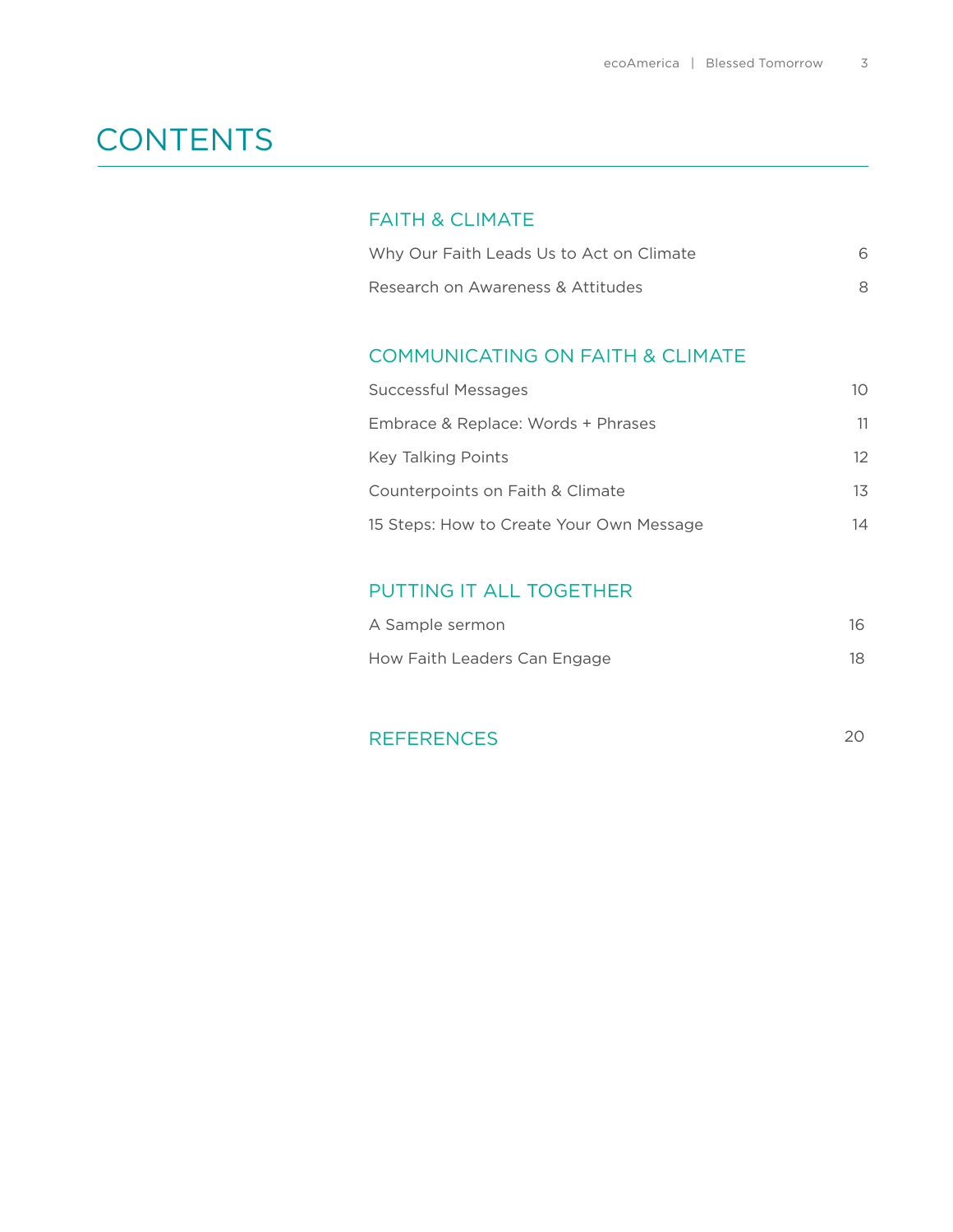# CONTENTS

## FAITH & CLIMATE

Why Our Faith Leads Us to Act on Climate 6

Research on Awareness & Attitudes 8

## COMMUNICATING ON FAITH & CLIMATE

Successful Messages 10

Embrace & Replace: Words + Phrases 11

Key Talking Points 12

Counterpoints on Faith & Climate 13

15 Steps: How to Create Your Own Message 14

## PUTTING IT ALL TOGETHER

A Sample sermon 16

How Faith Leaders Can Engage 18

## REFERENCES 20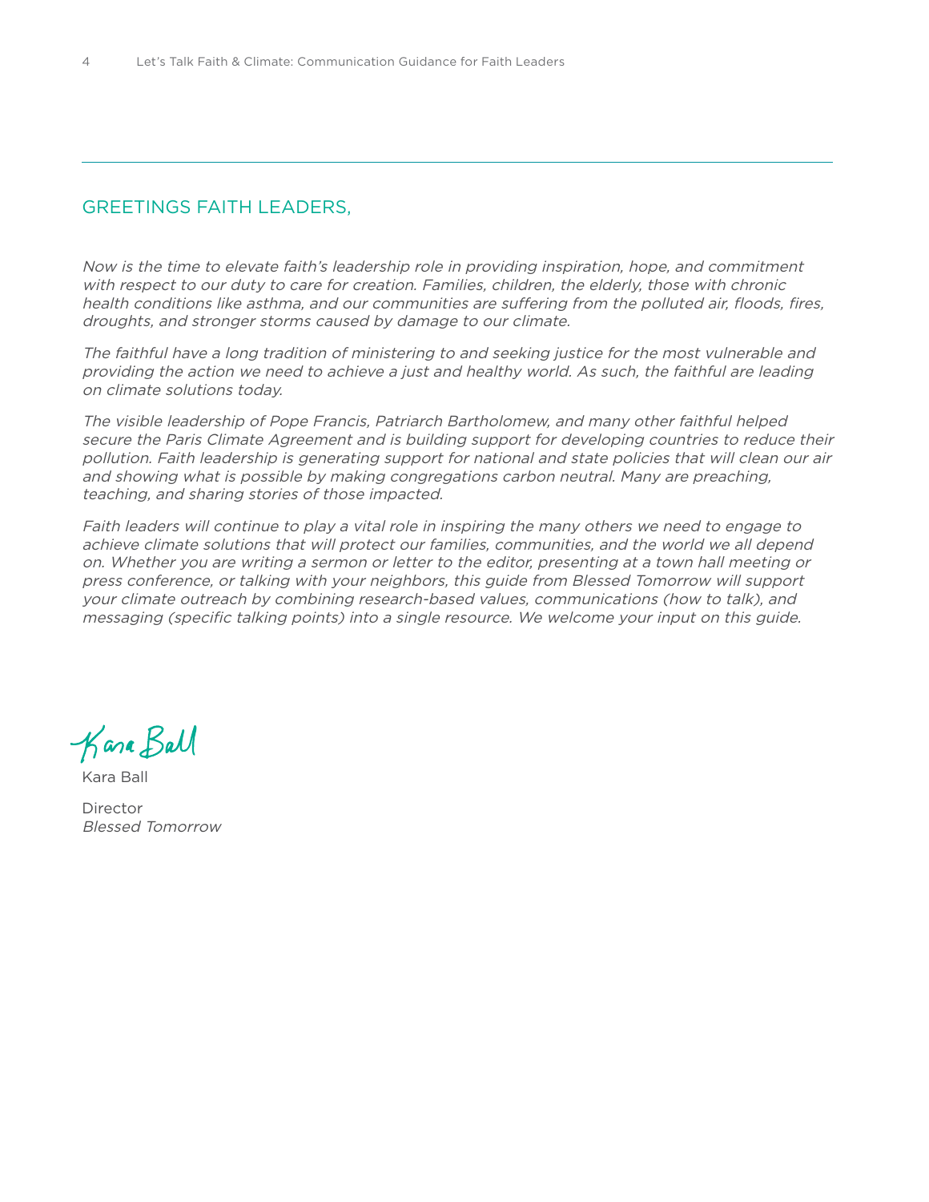## GREETINGS FAITH LEADERS,

*Now is the time to elevate faith's leadership role in providing inspiration, hope, and commitment with respect to our duty to care for creation. Families, children, the elderly, those with chronic health conditions like asthma, and our communities are suffering from the polluted air, floods, fires, droughts, and stronger storms caused by damage to our climate.*

*The faithful have a long tradition of ministering to and seeking justice for the most vulnerable and providing the action we need to achieve a just and healthy world. As such, the faithful are leading on climate solutions today.*

*The visible leadership of Pope Francis, Patriarch Bartholomew, and many other faithful helped secure the Paris Climate Agreement and is building support for developing countries to reduce their pollution. Faith leadership is generating support for national and state policies that will clean our air and showing what is possible by making congregations carbon neutral. Many are preaching, teaching, and sharing stories of those impacted.*

*Faith leaders will continue to play a vital role in inspiring the many others we need to engage to achieve climate solutions that will protect our families, communities, and the world we all depend on. Whether you are writing a sermon or letter to the editor, presenting at a town hall meeting or press conference, or talking with your neighbors, this guide from Blessed Tomorrow will support your climate outreach by combining research-based values, communications (how to talk), and messaging (specific talking points) into a single resource. We welcome your input on this guide.*

Kara Ball

Kara Ball

Director
*Blessed Tomorrow*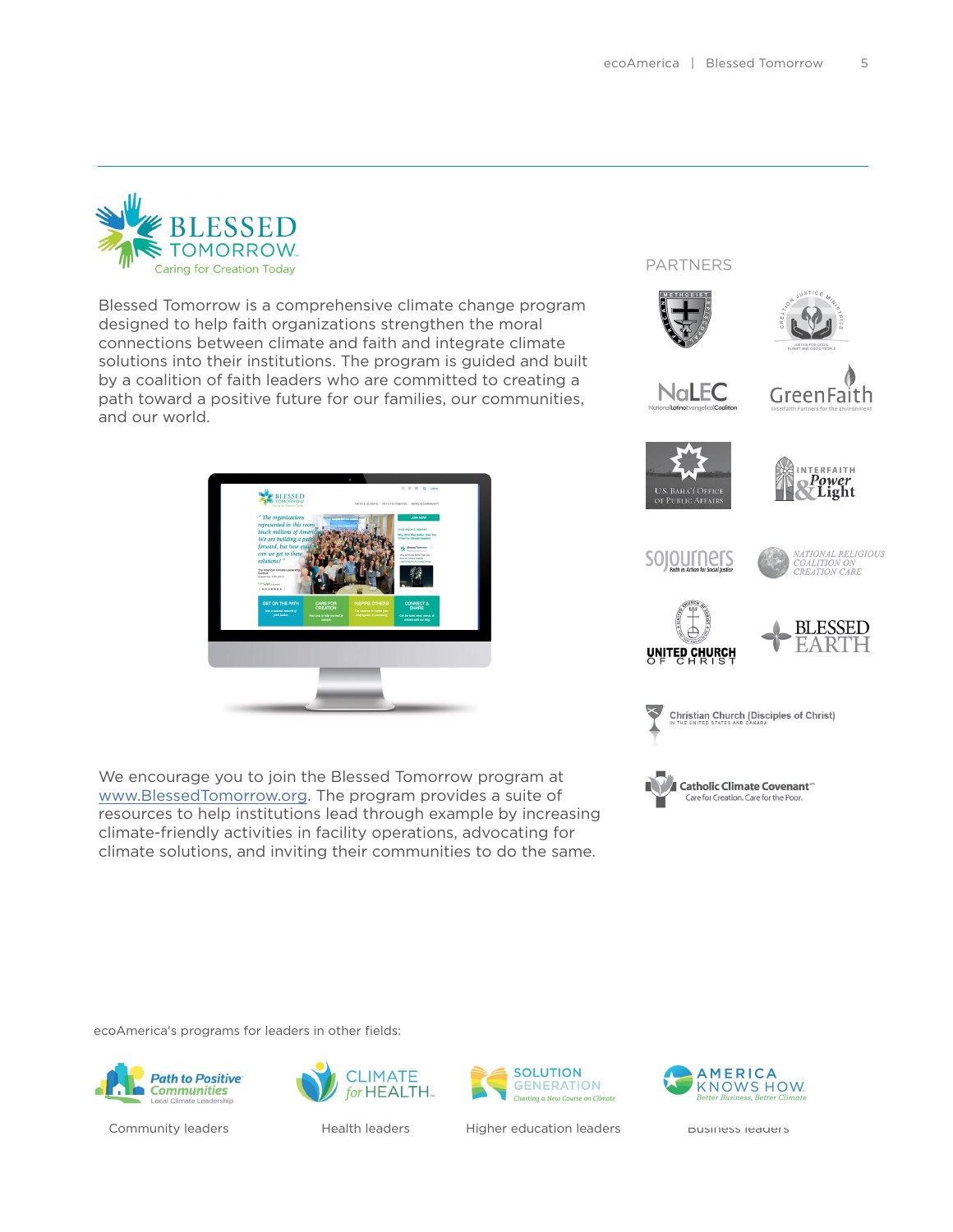# BLESSED TOMORROW

Caring for Creation Today

Blessed Tomorrow is a comprehensive climate change program designed to help faith organizations strengthen the moral connections between climate and faith and integrate climate solutions into their institutions. The program is guided and built by a coalition of faith leaders who are committed to creating a path toward a positive future for our families, our communities, and our world.

We encourage you to join the Blessed Tomorrow program at www.BlessedTomorrow.org. The program provides a suite of resources to help institutions lead through example by increasing climate-friendly activities in facility operations, advocating for climate solutions, and inviting their communities to do the same.

## PARTNERS

- Methodist Episcopal
- Creation Justice Ministries
- NaLEC – National Latino Evangelical Coalition
- GreenFaith – Interfaith Partners for the Environment
- U.S. Bahá'í Office of Public Affairs
- Interfaith Power & Light
- Sojourners – Faith in Action for Social Justice
- National Religious Coalition on Creation Care
- United Church of Christ
- Blessed Earth
- Christian Church (Disciples of Christ) in the United States and Canada
- Catholic Climate Covenant – Care for Creation. Care for the Poor.

ecoAmerica's programs for leaders in other fields:

| Program | Audience |
|---|---|
| Path to Positive Communities – Local Climate Leadership | Community leaders |
| Climate for Health | Health leaders |
| Solution Generation – Charting a New Course on Climate | Higher education leaders |
| America Knows How – Better Business, Better Climate | Business leaders |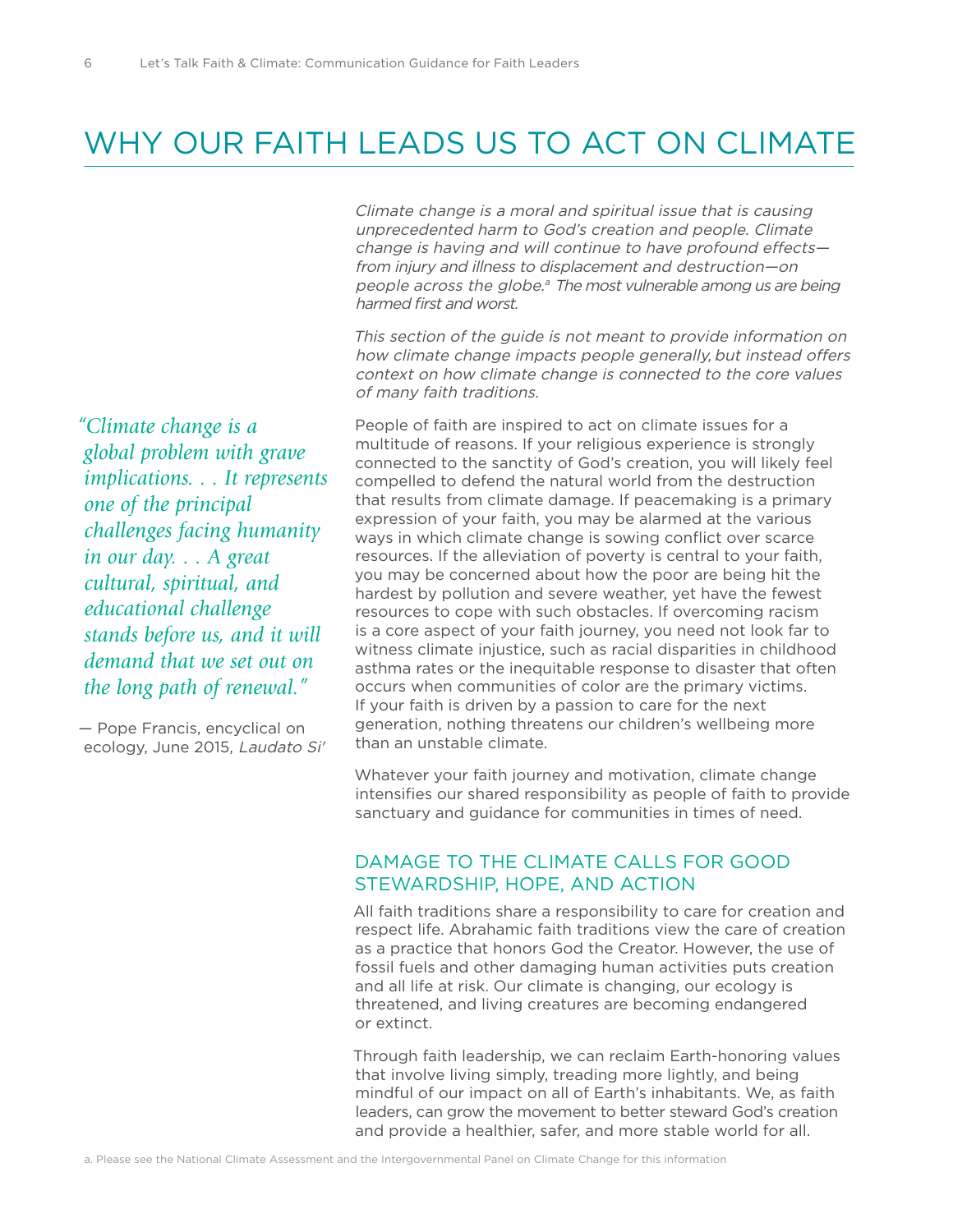# WHY OUR FAITH LEADS US TO ACT ON CLIMATE

*Climate change is a moral and spiritual issue that is causing unprecedented harm to God's creation and people. Climate change is having and will continue to have profound effects—from injury and illness to displacement and destruction—on people across the globe.*[a] *The most vulnerable among us are being harmed first and worst.*

*This section of the guide is not meant to provide information on how climate change impacts people generally, but instead offers context on how climate change is connected to the core values of many faith traditions.*

> *"Climate change is a global problem with grave implications. . . It represents one of the principal challenges facing humanity in our day. . . A great cultural, spiritual, and educational challenge stands before us, and it will demand that we set out on the long path of renewal."*
>
> — Pope Francis, encyclical on ecology, June 2015, *Laudato Si'*

People of faith are inspired to act on climate issues for a multitude of reasons. If your religious experience is strongly connected to the sanctity of God's creation, you will likely feel compelled to defend the natural world from the destruction that results from climate damage. If peacemaking is a primary expression of your faith, you may be alarmed at the various ways in which climate change is sowing conflict over scarce resources. If the alleviation of poverty is central to your faith, you may be concerned about how the poor are being hit the hardest by pollution and severe weather, yet have the fewest resources to cope with such obstacles. If overcoming racism is a core aspect of your faith journey, you need not look far to witness climate injustice, such as racial disparities in childhood asthma rates or the inequitable response to disaster that often occurs when communities of color are the primary victims. If your faith is driven by a passion to care for the next generation, nothing threatens our children's wellbeing more than an unstable climate.

Whatever your faith journey and motivation, climate change intensifies our shared responsibility as people of faith to provide sanctuary and guidance for communities in times of need.

## DAMAGE TO THE CLIMATE CALLS FOR GOOD STEWARDSHIP, HOPE, AND ACTION

All faith traditions share a responsibility to care for creation and respect life. Abrahamic faith traditions view the care of creation as a practice that honors God the Creator. However, the use of fossil fuels and other damaging human activities puts creation and all life at risk. Our climate is changing, our ecology is threatened, and living creatures are becoming endangered or extinct.

Through faith leadership, we can reclaim Earth-honoring values that involve living simply, treading more lightly, and being mindful of our impact on all of Earth's inhabitants. We, as faith leaders, can grow the movement to better steward God's creation and provide a healthier, safer, and more stable world for all.

a. Please see the National Climate Assessment and the Intergovernmental Panel on Climate Change for this information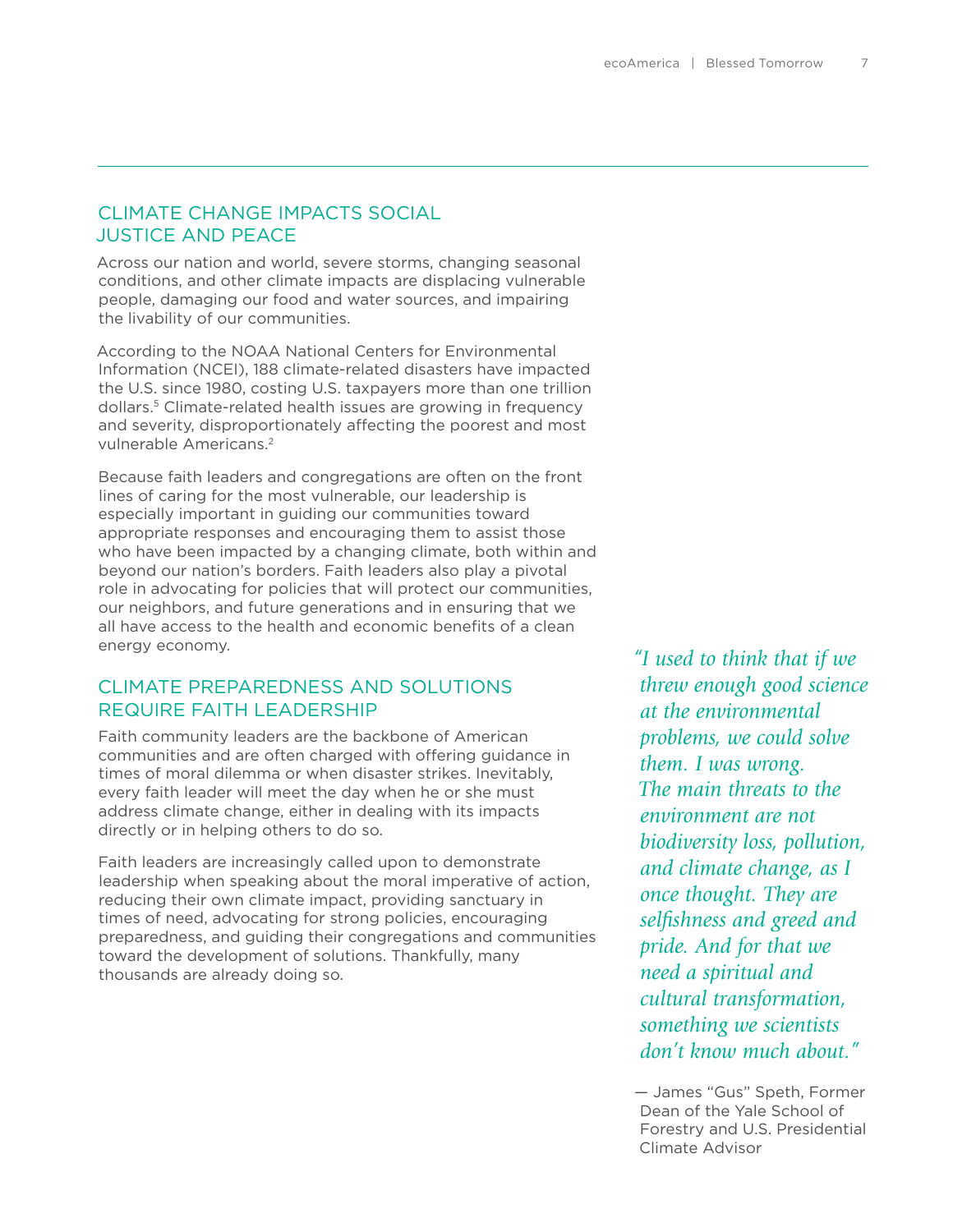## CLIMATE CHANGE IMPACTS SOCIAL JUSTICE AND PEACE

Across our nation and world, severe storms, changing seasonal conditions, and other climate impacts are displacing vulnerable people, damaging our food and water sources, and impairing the livability of our communities.

According to the NOAA National Centers for Environmental Information (NCEI), 188 climate-related disasters have impacted the U.S. since 1980, costing U.S. taxpayers more than one trillion dollars.[5] Climate-related health issues are growing in frequency and severity, disproportionately affecting the poorest and most vulnerable Americans.[2]

Because faith leaders and congregations are often on the front lines of caring for the most vulnerable, our leadership is especially important in guiding our communities toward appropriate responses and encouraging them to assist those who have been impacted by a changing climate, both within and beyond our nation's borders. Faith leaders also play a pivotal role in advocating for policies that will protect our communities, our neighbors, and future generations and in ensuring that we all have access to the health and economic benefits of a clean energy economy.

## CLIMATE PREPAREDNESS AND SOLUTIONS REQUIRE FAITH LEADERSHIP

Faith community leaders are the backbone of American communities and are often charged with offering guidance in times of moral dilemma or when disaster strikes. Inevitably, every faith leader will meet the day when he or she must address climate change, either in dealing with its impacts directly or in helping others to do so.

Faith leaders are increasingly called upon to demonstrate leadership when speaking about the moral imperative of action, reducing their own climate impact, providing sanctuary in times of need, advocating for strong policies, encouraging preparedness, and guiding their congregations and communities toward the development of solutions. Thankfully, many thousands are already doing so.

> *"I used to think that if we threw enough good science at the environmental problems, we could solve them. I was wrong. The main threats to the environment are not biodiversity loss, pollution, and climate change, as I once thought. They are selfishness and greed and pride. And for that we need a spiritual and cultural transformation, something we scientists don't know much about."*
>
> — James "Gus" Speth, Former Dean of the Yale School of Forestry and U.S. Presidential Climate Advisor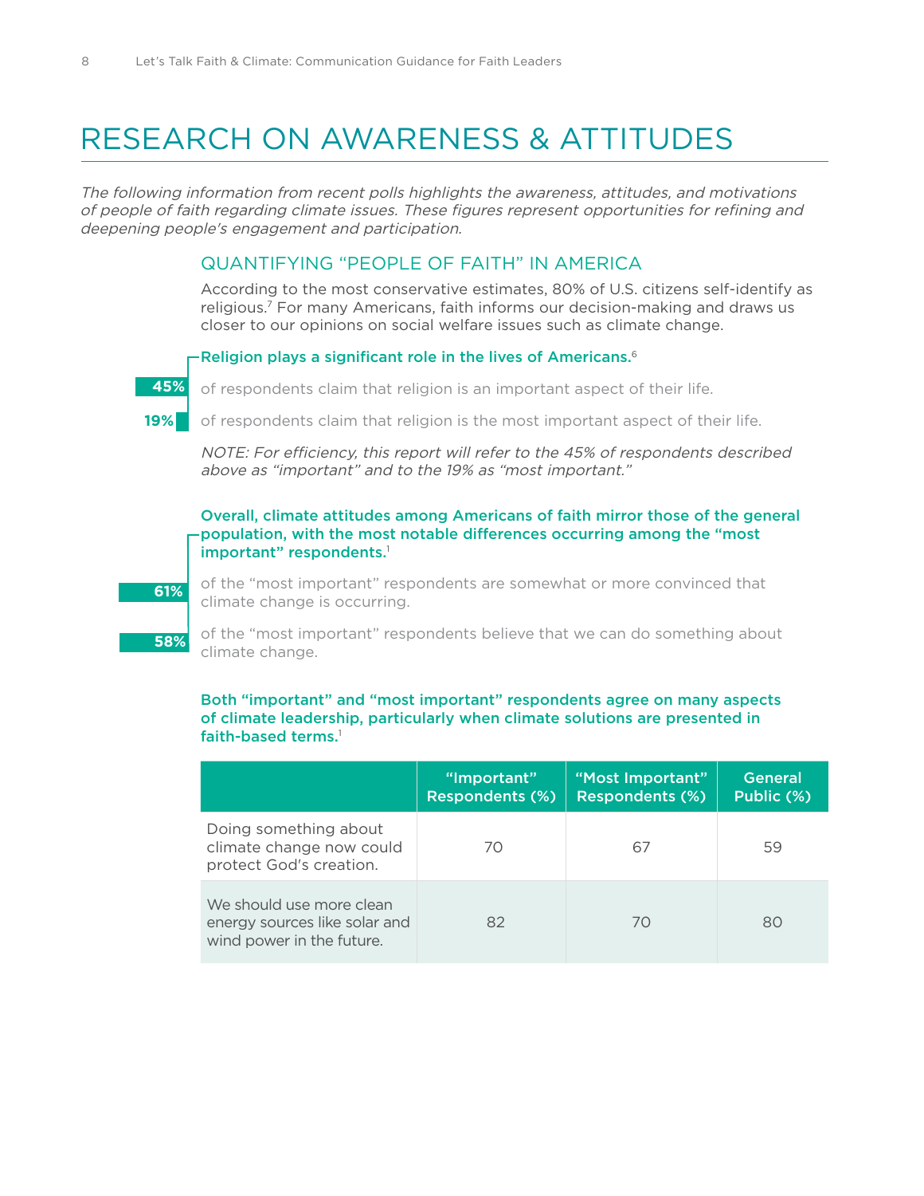# RESEARCH ON AWARENESS & ATTITUDES

*The following information from recent polls highlights the awareness, attitudes, and motivations of people of faith regarding climate issues. These figures represent opportunities for refining and deepening people's engagement and participation.*

## QUANTIFYING "PEOPLE OF FAITH" IN AMERICA

According to the most conservative estimates, 80% of U.S. citizens self-identify as religious.[7] For many Americans, faith informs our decision-making and draws us closer to our opinions on social welfare issues such as climate change.

**Religion plays a significant role in the lives of Americans.**[6]

**45%** of respondents claim that religion is an important aspect of their life.

**19%** of respondents claim that religion is the most important aspect of their life.

*NOTE: For efficiency, this report will refer to the 45% of respondents described above as "important" and to the 19% as "most important."*

**Overall, climate attitudes among Americans of faith mirror those of the general population, with the most notable differences occurring among the "most important" respondents.**[1]

**61%** of the "most important" respondents are somewhat or more convinced that climate change is occurring.

**58%** of the "most important" respondents believe that we can do something about climate change.

**Both "important" and "most important" respondents agree on many aspects of climate leadership, particularly when climate solutions are presented in faith-based terms.**[1]

| | "Important" Respondents (%) | "Most Important" Respondents (%) | General Public (%) |
|---|---|---|---|
| Doing something about climate change now could protect God's creation. | 70 | 67 | 59 |
| We should use more clean energy sources like solar and wind power in the future. | 82 | 70 | 80 |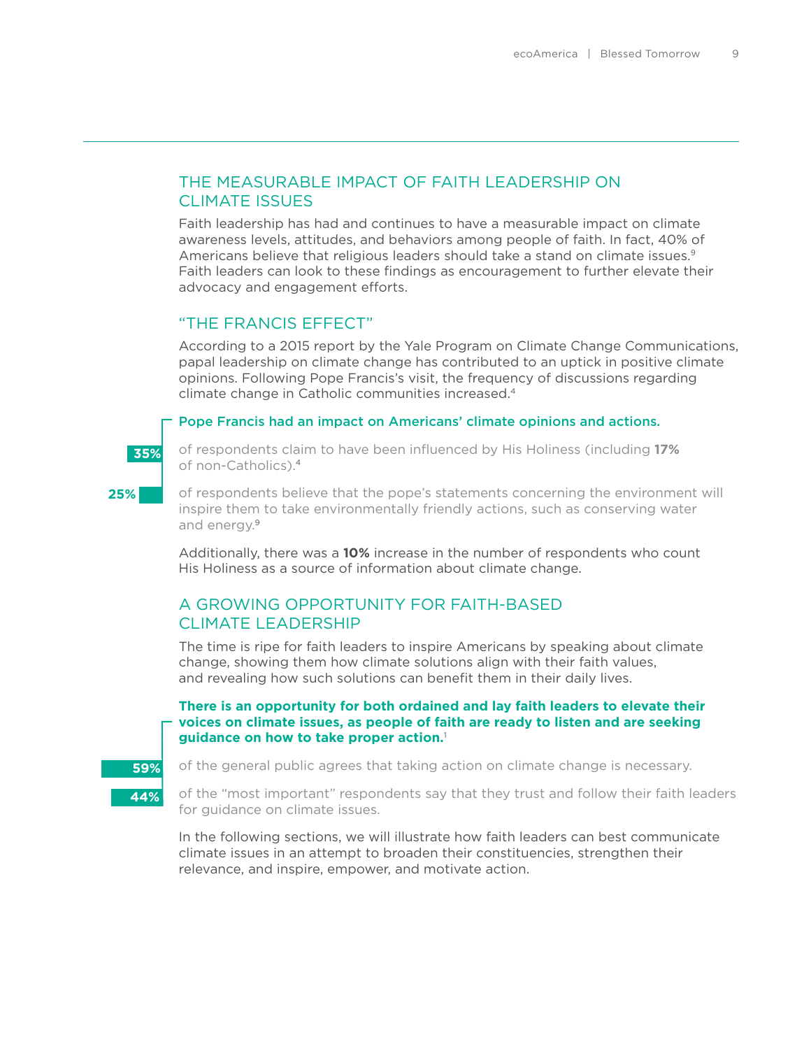## THE MEASURABLE IMPACT OF FAITH LEADERSHIP ON CLIMATE ISSUES

Faith leadership has had and continues to have a measurable impact on climate awareness levels, attitudes, and behaviors among people of faith. In fact, 40% of Americans believe that religious leaders should take a stand on climate issues.[9] Faith leaders can look to these findings as encouragement to further elevate their advocacy and engagement efforts.

## "THE FRANCIS EFFECT"

According to a 2015 report by the Yale Program on Climate Change Communications, papal leadership on climate change has contributed to an uptick in positive climate opinions. Following Pope Francis's visit, the frequency of discussions regarding climate change in Catholic communities increased.[4]

**Pope Francis had an impact on Americans' climate opinions and actions.**

**35%** of respondents claim to have been influenced by His Holiness (including **17%** of non-Catholics).[4]

**25%** of respondents believe that the pope's statements concerning the environment will inspire them to take environmentally friendly actions, such as conserving water and energy.[9]

Additionally, there was a **10%** increase in the number of respondents who count His Holiness as a source of information about climate change.

## A GROWING OPPORTUNITY FOR FAITH-BASED CLIMATE LEADERSHIP

The time is ripe for faith leaders to inspire Americans by speaking about climate change, showing them how climate solutions align with their faith values, and revealing how such solutions can benefit them in their daily lives.

**There is an opportunity for both ordained and lay faith leaders to elevate their voices on climate issues, as people of faith are ready to listen and are seeking guidance on how to take proper action.**[1]

**59%** of the general public agrees that taking action on climate change is necessary.

**44%** of the "most important" respondents say that they trust and follow their faith leaders for guidance on climate issues.

In the following sections, we will illustrate how faith leaders can best communicate climate issues in an attempt to broaden their constituencies, strengthen their relevance, and inspire, empower, and motivate action.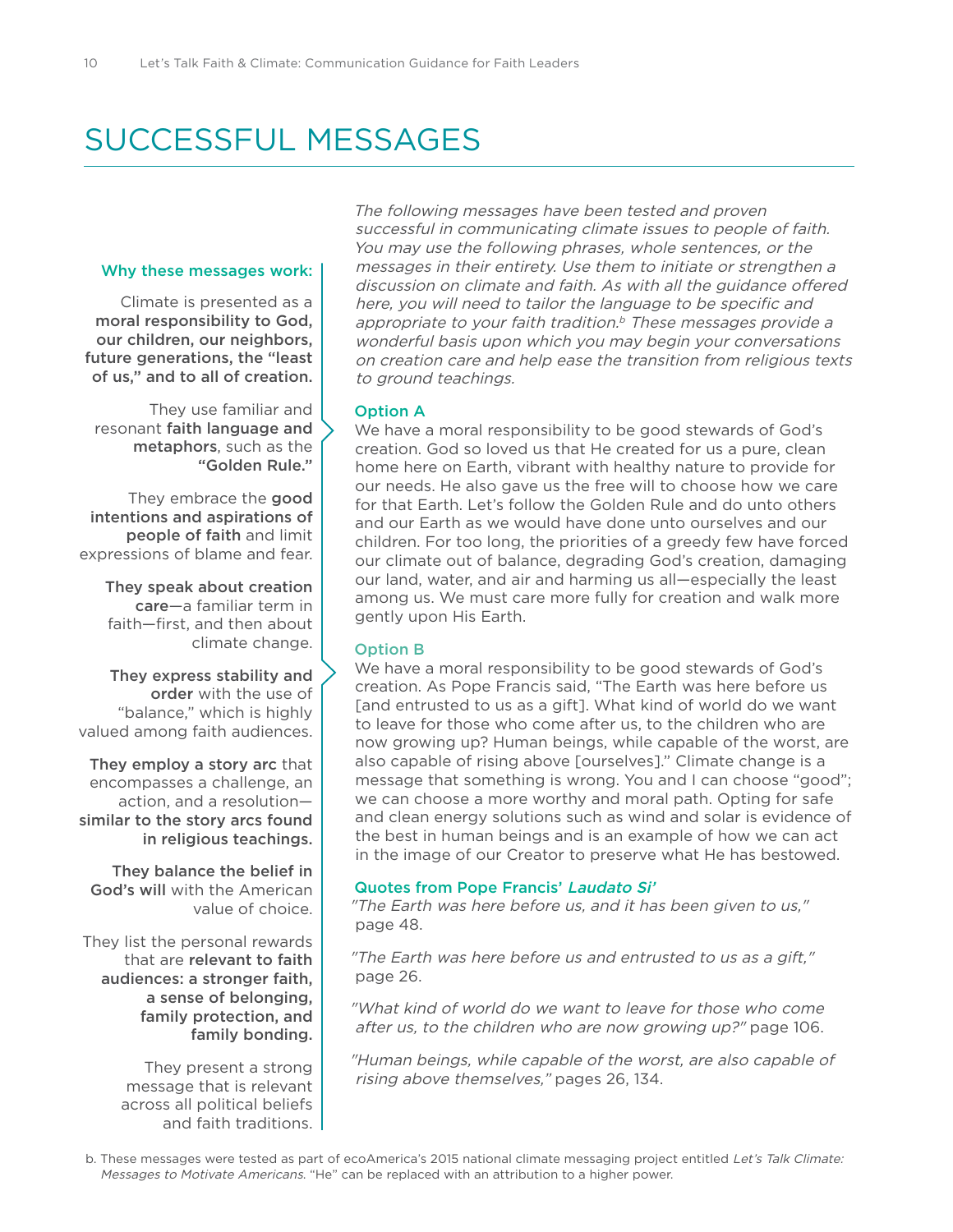# SUCCESSFUL MESSAGES

*The following messages have been tested and proven successful in communicating climate issues to people of faith. You may use the following phrases, whole sentences, or the messages in their entirety. Use them to initiate or strengthen a discussion on climate and faith. As with all the guidance offered here, you will need to tailor the language to be specific and appropriate to your faith tradition.[b] These messages provide a wonderful basis upon which you may begin your conversations on creation care and help ease the transition from religious texts to ground teachings.*

### Why these messages work:

Climate is presented as a **moral responsibility to God, our children, our neighbors, future generations, the "least of us," and to all of creation.**

They use familiar and resonant **faith language and metaphors**, such as the **"Golden Rule."**

They embrace the **good intentions and aspirations of people of faith** and limit expressions of blame and fear.

**They speak about creation care**—a familiar term in faith—first, and then about climate change.

**They express stability and order** with the use of "balance," which is highly valued among faith audiences.

**They employ a story arc** that encompasses a challenge, an action, and a resolution—**similar to the story arcs found in religious teachings.**

**They balance the belief in God's will** with the American value of choice.

They list the personal rewards that are **relevant to faith audiences: a stronger faith, a sense of belonging, family protection, and family bonding.**

They present a strong message that is relevant across all political beliefs and faith traditions.

### Option A

We have a moral responsibility to be good stewards of God's creation. God so loved us that He created for us a pure, clean home here on Earth, vibrant with healthy nature to provide for our needs. He also gave us the free will to choose how we care for that Earth. Let's follow the Golden Rule and do unto others and our Earth as we would have done unto ourselves and our children. For too long, the priorities of a greedy few have forced our climate out of balance, degrading God's creation, damaging our land, water, and air and harming us all—especially the least among us. We must care more fully for creation and walk more gently upon His Earth.

### Option B

We have a moral responsibility to be good stewards of God's creation. As Pope Francis said, "The Earth was here before us [and entrusted to us as a gift]. What kind of world do we want to leave for those who come after us, to the children who are now growing up? Human beings, while capable of the worst, are also capable of rising above [ourselves]." Climate change is a message that something is wrong. You and I can choose "good"; we can choose a more worthy and moral path. Opting for safe and clean energy solutions such as wind and solar is evidence of the best in human beings and is an example of how we can act in the image of our Creator to preserve what He has bestowed.

### Quotes from Pope Francis' *Laudato Si'*

*"The Earth was here before us, and it has been given to us,"* page 48.

*"The Earth was here before us and entrusted to us as a gift,"* page 26.

*"What kind of world do we want to leave for those who come after us, to the children who are now growing up?"* page 106.

*"Human beings, while capable of the worst, are also capable of rising above themselves,"* pages 26, 134.

b. These messages were tested as part of ecoAmerica's 2015 national climate messaging project entitled *Let's Talk Climate: Messages to Motivate Americans*. "He" can be replaced with an attribution to a higher power.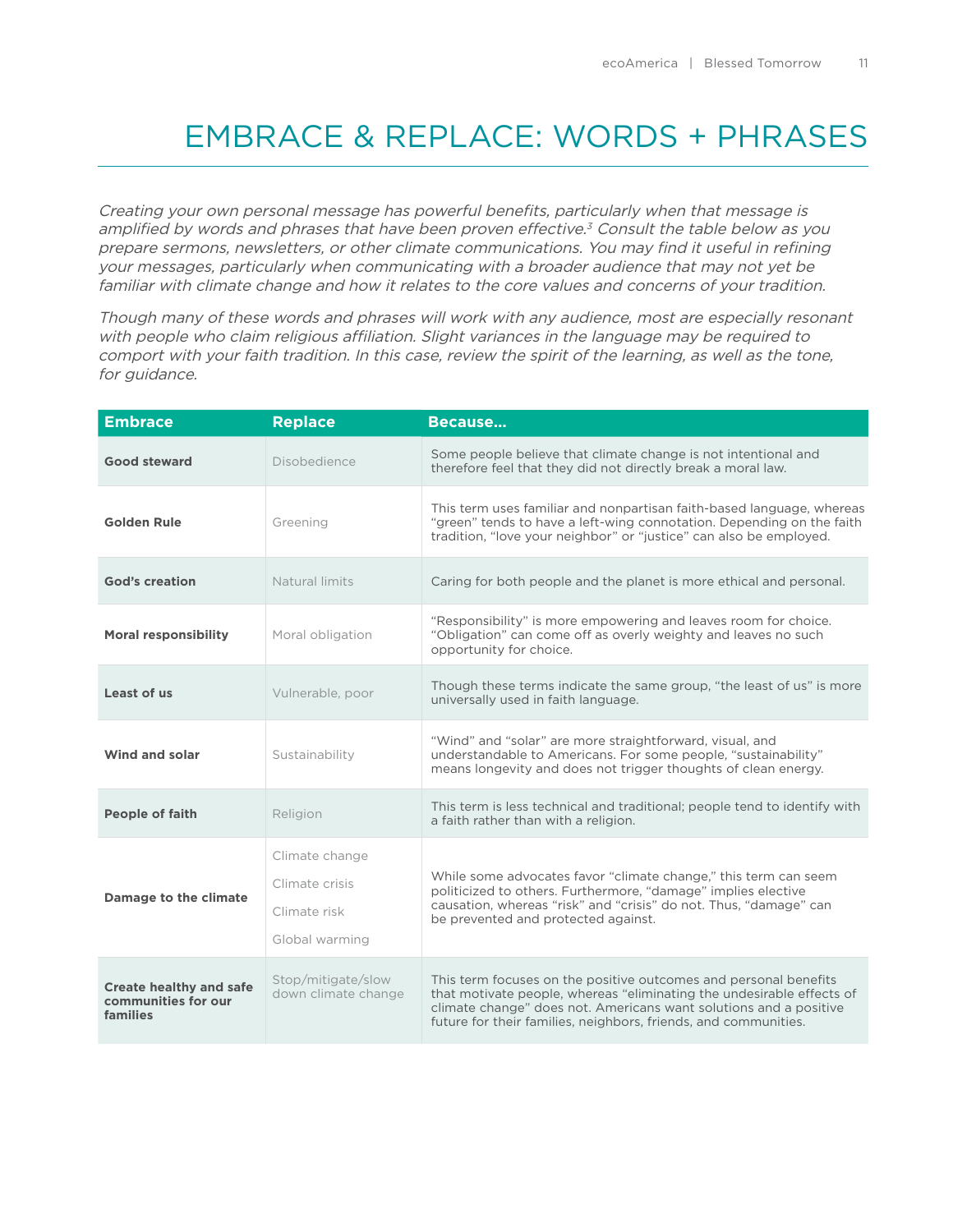# EMBRACE & REPLACE: WORDS + PHRASES

*Creating your own personal message has powerful benefits, particularly when that message is amplified by words and phrases that have been proven effective.*[3] *Consult the table below as you prepare sermons, newsletters, or other climate communications. You may find it useful in refining your messages, particularly when communicating with a broader audience that may not yet be familiar with climate change and how it relates to the core values and concerns of your tradition.*

*Though many of these words and phrases will work with any audience, most are especially resonant with people who claim religious affiliation. Slight variances in the language may be required to comport with your faith tradition. In this case, review the spirit of the learning, as well as the tone, for guidance.*

| Embrace | Replace | Because... |
|---|---|---|
| **Good steward** | Disobedience | Some people believe that climate change is not intentional and therefore feel that they did not directly break a moral law. |
| **Golden Rule** | Greening | This term uses familiar and nonpartisan faith-based language, whereas "green" tends to have a left-wing connotation. Depending on the faith tradition, "love your neighbor" or "justice" can also be employed. |
| **God's creation** | Natural limits | Caring for both people and the planet is more ethical and personal. |
| **Moral responsibility** | Moral obligation | "Responsibility" is more empowering and leaves room for choice. "Obligation" can come off as overly weighty and leaves no such opportunity for choice. |
| **Least of us** | Vulnerable, poor | Though these terms indicate the same group, "the least of us" is more universally used in faith language. |
| **Wind and solar** | Sustainability | "Wind" and "solar" are more straightforward, visual, and understandable to Americans. For some people, "sustainability" means longevity and does not trigger thoughts of clean energy. |
| **People of faith** | Religion | This term is less technical and traditional; people tend to identify with a faith rather than with a religion. |
| **Damage to the climate** | Climate change<br>Climate crisis<br>Climate risk<br>Global warming | While some advocates favor "climate change," this term can seem politicized to others. Furthermore, "damage" implies elective causation, whereas "risk" and "crisis" do not. Thus, "damage" can be prevented and protected against. |
| **Create healthy and safe communities for our families** | Stop/mitigate/slow down climate change | This term focuses on the positive outcomes and personal benefits that motivate people, whereas "eliminating the undesirable effects of climate change" does not. Americans want solutions and a positive future for their families, neighbors, friends, and communities. |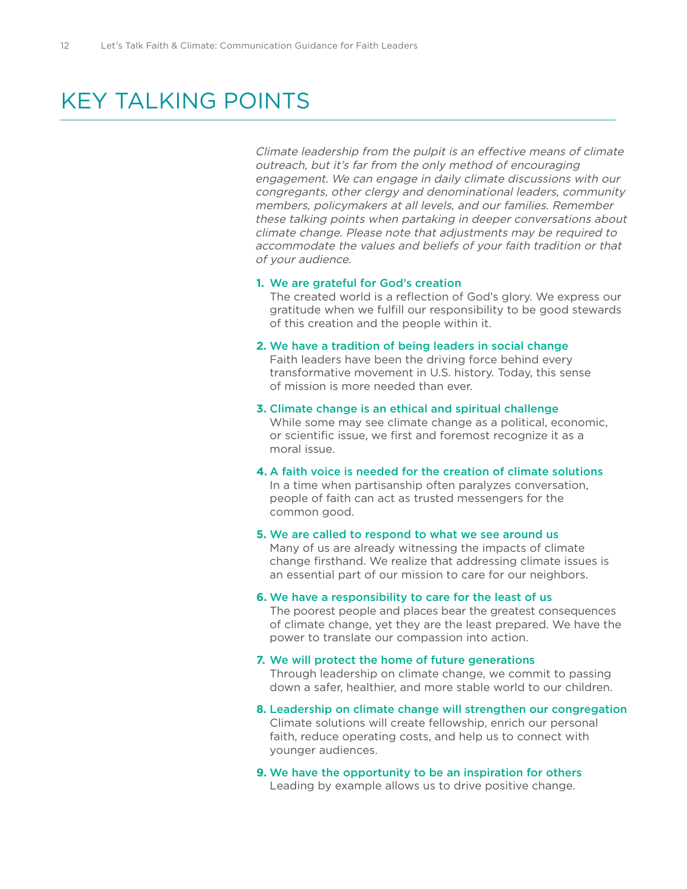# KEY TALKING POINTS

*Climate leadership from the pulpit is an effective means of climate outreach, but it's far from the only method of encouraging engagement. We can engage in daily climate discussions with our congregants, other clergy and denominational leaders, community members, policymakers at all levels, and our families. Remember these talking points when partaking in deeper conversations about climate change. Please note that adjustments may be required to accommodate the values and beliefs of your faith tradition or that of your audience.*

1. **We are grateful for God's creation**
   The created world is a reflection of God's glory. We express our gratitude when we fulfill our responsibility to be good stewards of this creation and the people within it.

2. **We have a tradition of being leaders in social change**
   Faith leaders have been the driving force behind every transformative movement in U.S. history. Today, this sense of mission is more needed than ever.

3. **Climate change is an ethical and spiritual challenge**
   While some may see climate change as a political, economic, or scientific issue, we first and foremost recognize it as a moral issue.

4. **A faith voice is needed for the creation of climate solutions**
   In a time when partisanship often paralyzes conversation, people of faith can act as trusted messengers for the common good.

5. **We are called to respond to what we see around us**
   Many of us are already witnessing the impacts of climate change firsthand. We realize that addressing climate issues is an essential part of our mission to care for our neighbors.

6. **We have a responsibility to care for the least of us**
   The poorest people and places bear the greatest consequences of climate change, yet they are the least prepared. We have the power to translate our compassion into action.

7. **We will protect the home of future generations**
   Through leadership on climate change, we commit to passing down a safer, healthier, and more stable world to our children.

8. **Leadership on climate change will strengthen our congregation**
   Climate solutions will create fellowship, enrich our personal faith, reduce operating costs, and help us to connect with younger audiences.

9. **We have the opportunity to be an inspiration for others**
   Leading by example allows us to drive positive change.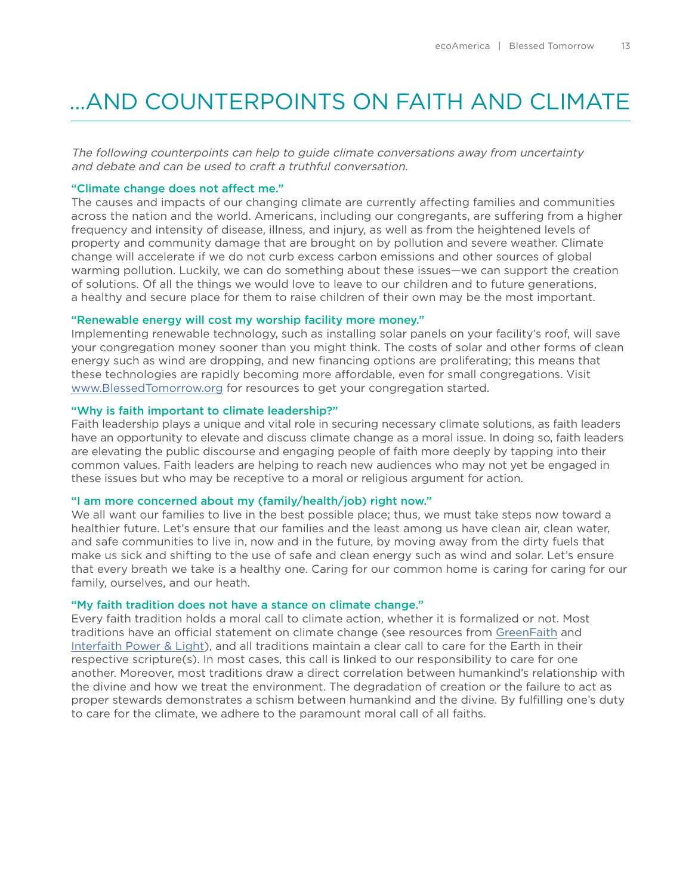# …AND COUNTERPOINTS ON FAITH AND CLIMATE

*The following counterpoints can help to guide climate conversations away from uncertainty and debate and can be used to craft a truthful conversation.*

**"Climate change does not affect me."**

The causes and impacts of our changing climate are currently affecting families and communities across the nation and the world. Americans, including our congregants, are suffering from a higher frequency and intensity of disease, illness, and injury, as well as from the heightened levels of property and community damage that are brought on by pollution and severe weather. Climate change will accelerate if we do not curb excess carbon emissions and other sources of global warming pollution. Luckily, we can do something about these issues—we can support the creation of solutions. Of all the things we would love to leave to our children and to future generations, a healthy and secure place for them to raise children of their own may be the most important.

**"Renewable energy will cost my worship facility more money."**

Implementing renewable technology, such as installing solar panels on your facility's roof, will save your congregation money sooner than you might think. The costs of solar and other forms of clean energy such as wind are dropping, and new financing options are proliferating; this means that these technologies are rapidly becoming more affordable, even for small congregations. Visit www.BlessedTomorrow.org for resources to get your congregation started.

**"Why is faith important to climate leadership?"**

Faith leadership plays a unique and vital role in securing necessary climate solutions, as faith leaders have an opportunity to elevate and discuss climate change as a moral issue. In doing so, faith leaders are elevating the public discourse and engaging people of faith more deeply by tapping into their common values. Faith leaders are helping to reach new audiences who may not yet be engaged in these issues but who may be receptive to a moral or religious argument for action.

**"I am more concerned about my (family/health/job) right now."**

We all want our families to live in the best possible place; thus, we must take steps now toward a healthier future. Let's ensure that our families and the least among us have clean air, clean water, and safe communities to live in, now and in the future, by moving away from the dirty fuels that make us sick and shifting to the use of safe and clean energy such as wind and solar. Let's ensure that every breath we take is a healthy one. Caring for our common home is caring for caring for our family, ourselves, and our heath.

**"My faith tradition does not have a stance on climate change."**

Every faith tradition holds a moral call to climate action, whether it is formalized or not. Most traditions have an official statement on climate change (see resources from GreenFaith and Interfaith Power & Light), and all traditions maintain a clear call to care for the Earth in their respective scripture(s). In most cases, this call is linked to our responsibility to care for one another. Moreover, most traditions draw a direct correlation between humankind's relationship with the divine and how we treat the environment. The degradation of creation or the failure to act as proper stewards demonstrates a schism between humankind and the divine. By fulfilling one's duty to care for the climate, we adhere to the paramount moral call of all faiths.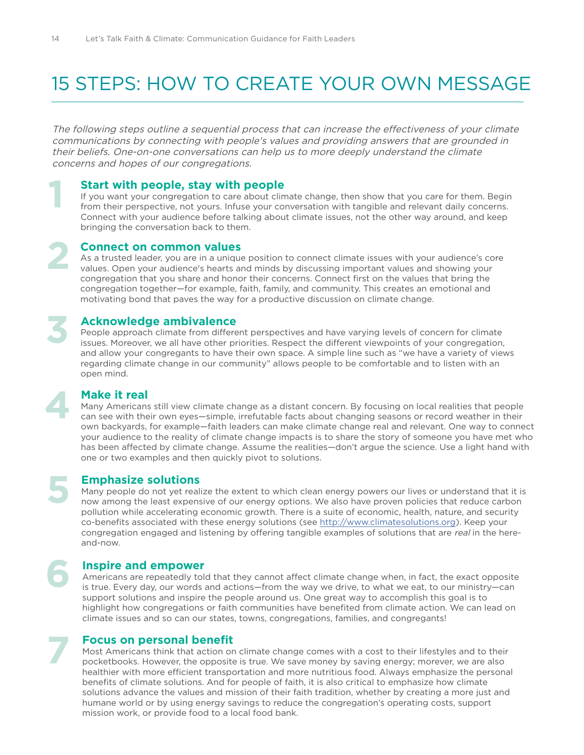# 15 STEPS: HOW TO CREATE YOUR OWN MESSAGE

*The following steps outline a sequential process that can increase the effectiveness of your climate communications by connecting with people's values and providing answers that are grounded in their beliefs. One-on-one conversations can help us to more deeply understand the climate concerns and hopes of our congregations.*

## 1 Start with people, stay with people

If you want your congregation to care about climate change, then show that you care for them. Begin from their perspective, not yours. Infuse your conversation with tangible and relevant daily concerns. Connect with your audience before talking about climate issues, not the other way around, and keep bringing the conversation back to them.

## 2 Connect on common values

As a trusted leader, you are in a unique position to connect climate issues with your audience's core values. Open your audience's hearts and minds by discussing important values and showing your congregation that you share and honor their concerns. Connect first on the values that bring the congregation together—for example, faith, family, and community. This creates an emotional and motivating bond that paves the way for a productive discussion on climate change.

## 3 Acknowledge ambivalence

People approach climate from different perspectives and have varying levels of concern for climate issues. Moreover, we all have other priorities. Respect the different viewpoints of your congregation, and allow your congregants to have their own space. A simple line such as "we have a variety of views regarding climate change in our community" allows people to be comfortable and to listen with an open mind.

## 4 Make it real

Many Americans still view climate change as a distant concern. By focusing on local realities that people can see with their own eyes—simple, irrefutable facts about changing seasons or record weather in their own backyards, for example—faith leaders can make climate change real and relevant. One way to connect your audience to the reality of climate change impacts is to share the story of someone you have met who has been affected by climate change. Assume the realities—don't argue the science. Use a light hand with one or two examples and then quickly pivot to solutions.

## 5 Emphasize solutions

Many people do not yet realize the extent to which clean energy powers our lives or understand that it is now among the least expensive of our energy options. We also have proven policies that reduce carbon pollution while accelerating economic growth. There is a suite of economic, health, nature, and security co-benefits associated with these energy solutions (see http://www.climatesolutions.org). Keep your congregation engaged and listening by offering tangible examples of solutions that are *real* in the here-and-now.

## 6 Inspire and empower

Americans are repeatedly told that they cannot affect climate change when, in fact, the exact opposite is true. Every day, our words and actions—from the way we drive, to what we eat, to our ministry—can support solutions and inspire the people around us. One great way to accomplish this goal is to highlight how congregations or faith communities have benefited from climate action. We can lead on climate issues and so can our states, towns, congregations, families, and congregants!

## 7 Focus on personal benefit

Most Americans think that action on climate change comes with a cost to their lifestyles and to their pocketbooks. However, the opposite is true. We save money by saving energy; morever, we are also healthier with more efficient transportation and more nutritious food. Always emphasize the personal benefits of climate solutions. And for people of faith, it is also critical to emphasize how climate solutions advance the values and mission of their faith tradition, whether by creating a more just and humane world or by using energy savings to reduce the congregation's operating costs, support mission work, or provide food to a local food bank.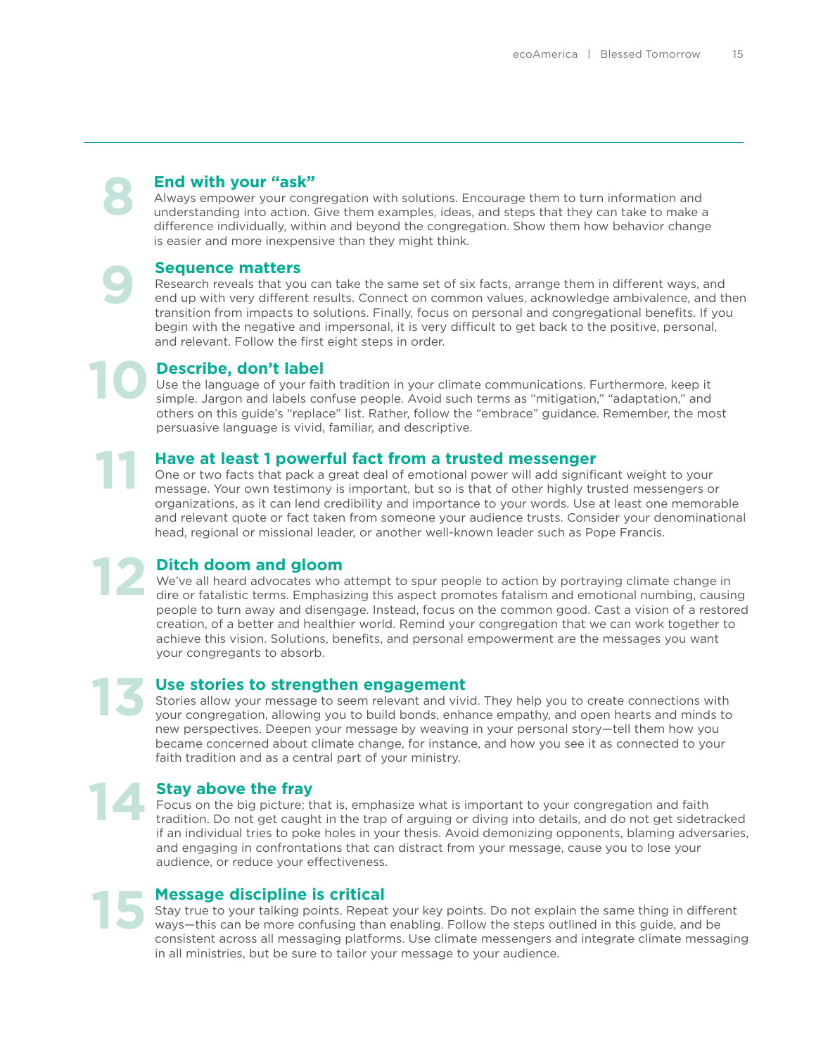## 8 End with your "ask"

Always empower your congregation with solutions. Encourage them to turn information and understanding into action. Give them examples, ideas, and steps that they can take to make a difference individually, within and beyond the congregation. Show them how behavior change is easier and more inexpensive than they might think.

## 9 Sequence matters

Research reveals that you can take the same set of six facts, arrange them in different ways, and end up with very different results. Connect on common values, acknowledge ambivalence, and then transition from impacts to solutions. Finally, focus on personal and congregational benefits. If you begin with the negative and impersonal, it is very difficult to get back to the positive, personal, and relevant. Follow the first eight steps in order.

## 10 Describe, don't label

Use the language of your faith tradition in your climate communications. Furthermore, keep it simple. Jargon and labels confuse people. Avoid such terms as "mitigation," "adaptation," and others on this guide's "replace" list. Rather, follow the "embrace" guidance. Remember, the most persuasive language is vivid, familiar, and descriptive.

## 11 Have at least 1 powerful fact from a trusted messenger

One or two facts that pack a great deal of emotional power will add significant weight to your message. Your own testimony is important, but so is that of other highly trusted messengers or organizations, as it can lend credibility and importance to your words. Use at least one memorable and relevant quote or fact taken from someone your audience trusts. Consider your denominational head, regional or missional leader, or another well-known leader such as Pope Francis.

## 12 Ditch doom and gloom

We've all heard advocates who attempt to spur people to action by portraying climate change in dire or fatalistic terms. Emphasizing this aspect promotes fatalism and emotional numbing, causing people to turn away and disengage. Instead, focus on the common good. Cast a vision of a restored creation, of a better and healthier world. Remind your congregation that we can work together to achieve this vision. Solutions, benefits, and personal empowerment are the messages you want your congregants to absorb.

## 13 Use stories to strengthen engagement

Stories allow your message to seem relevant and vivid. They help you to create connections with your congregation, allowing you to build bonds, enhance empathy, and open hearts and minds to new perspectives. Deepen your message by weaving in your personal story—tell them how you became concerned about climate change, for instance, and how you see it as connected to your faith tradition and as a central part of your ministry.

## 14 Stay above the fray

Focus on the big picture; that is, emphasize what is important to your congregation and faith tradition. Do not get caught in the trap of arguing or diving into details, and do not get sidetracked if an individual tries to poke holes in your thesis. Avoid demonizing opponents, blaming adversaries, and engaging in confrontations that can distract from your message, cause you to lose your audience, or reduce your effectiveness.

## 15 Message discipline is critical

Stay true to your talking points. Repeat your key points. Do not explain the same thing in different ways—this can be more confusing than enabling. Follow the steps outlined in this guide, and be consistent across all messaging platforms. Use climate messengers and integrate climate messaging in all ministries, but be sure to tailor your message to your audience.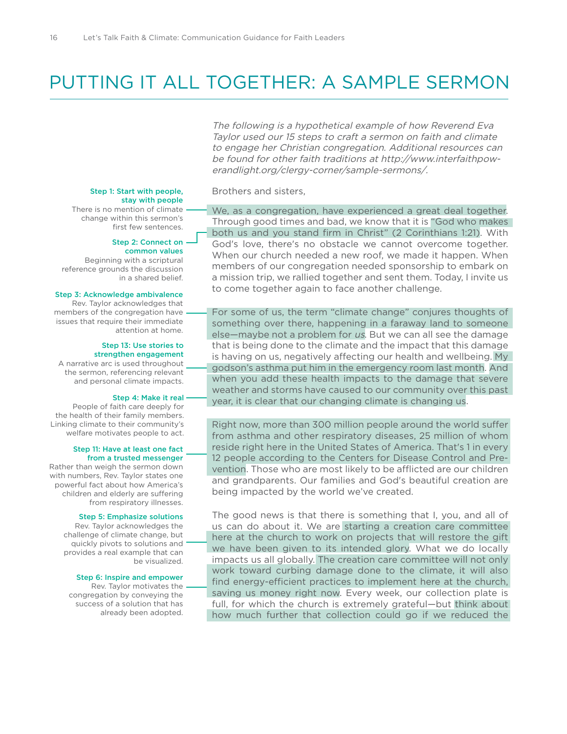# PUTTING IT ALL TOGETHER: A SAMPLE SERMON

*The following is a hypothetical example of how Reverend Eva Taylor used our 15 steps to craft a sermon on faith and climate to engage her Christian congregation. Additional resources can be found for other faith traditions at http://www.interfaithpowerandlight.org/clergy-corner/sample-sermons/.*

**Step 1: Start with people, stay with people**
There is no mention of climate change within this sermon's first few sentences.

**Step 2: Connect on common values**
Beginning with a scriptural reference grounds the discussion in a shared belief.

**Step 3: Acknowledge ambivalence**
Rev. Taylor acknowledges that members of the congregation have issues that require their immediate attention at home.

**Step 13: Use stories to strengthen engagement**
A narrative arc is used throughout the sermon, referencing relevant and personal climate impacts.

**Step 4: Make it real**
People of faith care deeply for the health of their family members. Linking climate to their community's welfare motivates people to act.

**Step 11: Have at least one fact from a trusted messenger**
Rather than weigh the sermon down with numbers, Rev. Taylor states one powerful fact about how America's children and elderly are suffering from respiratory illnesses.

**Step 5: Emphasize solutions**
Rev. Taylor acknowledges the challenge of climate change, but quickly pivots to solutions and provides a real example that can be visualized.

**Step 6: Inspire and empower**
Rev. Taylor motivates the congregation by conveying the success of a solution that has already been adopted.

Brothers and sisters,

We, as a congregation, have experienced a great deal together. Through good times and bad, we know that it is "God who makes both us and you stand firm in Christ" (2 Corinthians 1:21). With God's love, there's no obstacle we cannot overcome together. When our church needed a new roof, we made it happen. When members of our congregation needed sponsorship to embark on a mission trip, we rallied together and sent them. Today, I invite us to come together again to face another challenge.

For some of us, the term "climate change" conjures thoughts of something over there, happening in a faraway land to someone else—maybe not a problem for *us*. But we can all see the damage that is being done to the climate and the impact that this damage is having on us, negatively affecting our health and wellbeing. My godson's asthma put him in the emergency room last month. And when you add these health impacts to the damage that severe weather and storms have caused to our community over this past year, it is clear that our changing climate is changing us.

Right now, more than 300 million people around the world suffer from asthma and other respiratory diseases, 25 million of whom reside right here in the United States of America. That's 1 in every 12 people according to the Centers for Disease Control and Prevention. Those who are most likely to be afflicted are our children and grandparents. Our families and God's beautiful creation are being impacted by the world we've created.

The good news is that there is something that I, you, and all of us can do about it. We are starting a creation care committee here at the church to work on projects that will restore the gift we have been given to its intended glory. What we do locally impacts us all globally. The creation care committee will not only work toward curbing damage done to the climate, it will also find energy-efficient practices to implement here at the church, saving us money right now. Every week, our collection plate is full, for which the church is extremely grateful—but think about how much further that collection could go if we reduced the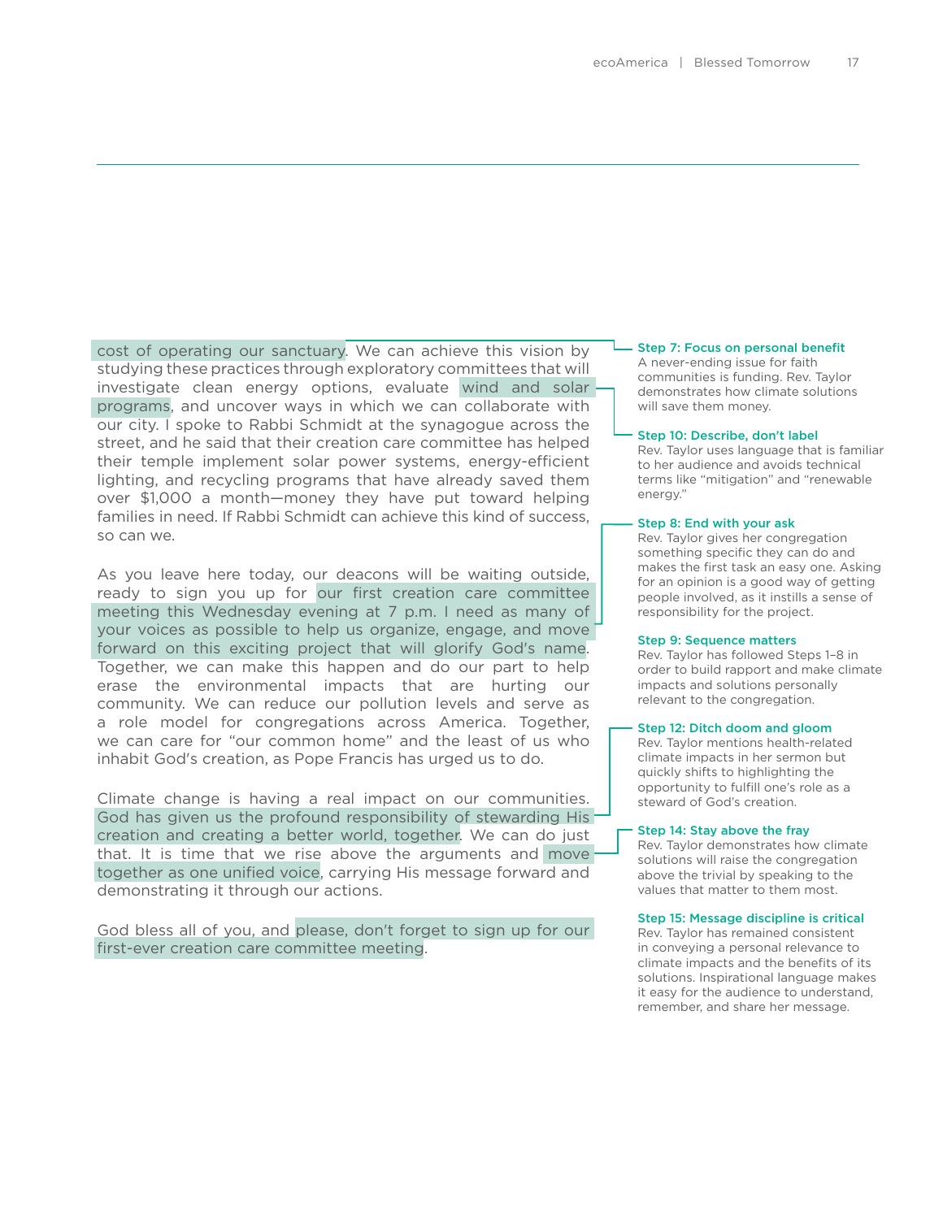cost of operating our sanctuary. We can achieve this vision by studying these practices through exploratory committees that will investigate clean energy options, evaluate wind and solar programs, and uncover ways in which we can collaborate with our city. I spoke to Rabbi Schmidt at the synagogue across the street, and he said that their creation care committee has helped their temple implement solar power systems, energy-efficient lighting, and recycling programs that have already saved them over $1,000 a month—money they have put toward helping families in need. If Rabbi Schmidt can achieve this kind of success, so can we.

As you leave here today, our deacons will be waiting outside, ready to sign you up for our first creation care committee meeting this Wednesday evening at 7 p.m. I need as many of your voices as possible to help us organize, engage, and move forward on this exciting project that will glorify God's name. Together, we can make this happen and do our part to help erase the environmental impacts that are hurting our community. We can reduce our pollution levels and serve as a role model for congregations across America. Together, we can care for "our common home" and the least of us who inhabit God's creation, as Pope Francis has urged us to do.

Climate change is having a real impact on our communities. God has given us the profound responsibility of stewarding His creation and creating a better world, together. We can do just that. It is time that we rise above the arguments and move together as one unified voice, carrying His message forward and demonstrating it through our actions.

God bless all of you, and please, don't forget to sign up for our first-ever creation care committee meeting.

**Step 7: Focus on personal benefit**
A never-ending issue for faith communities is funding. Rev. Taylor demonstrates how climate solutions will save them money.

**Step 10: Describe, don't label**
Rev. Taylor uses language that is familiar to her audience and avoids technical terms like "mitigation" and "renewable energy."

**Step 8: End with your ask**
Rev. Taylor gives her congregation something specific they can do and makes the first task an easy one. Asking for an opinion is a good way of getting people involved, as it instills a sense of responsibility for the project.

**Step 9: Sequence matters**
Rev. Taylor has followed Steps 1–8 in order to build rapport and make climate impacts and solutions personally relevant to the congregation.

**Step 12: Ditch doom and gloom**
Rev. Taylor mentions health-related climate impacts in her sermon but quickly shifts to highlighting the opportunity to fulfill one's role as a steward of God's creation.

**Step 14: Stay above the fray**
Rev. Taylor demonstrates how climate solutions will raise the congregation above the trivial by speaking to the values that matter to them most.

**Step 15: Message discipline is critical**
Rev. Taylor has remained consistent in conveying a personal relevance to climate impacts and the benefits of its solutions. Inspirational language makes it easy for the audience to understand, remember, and share her message.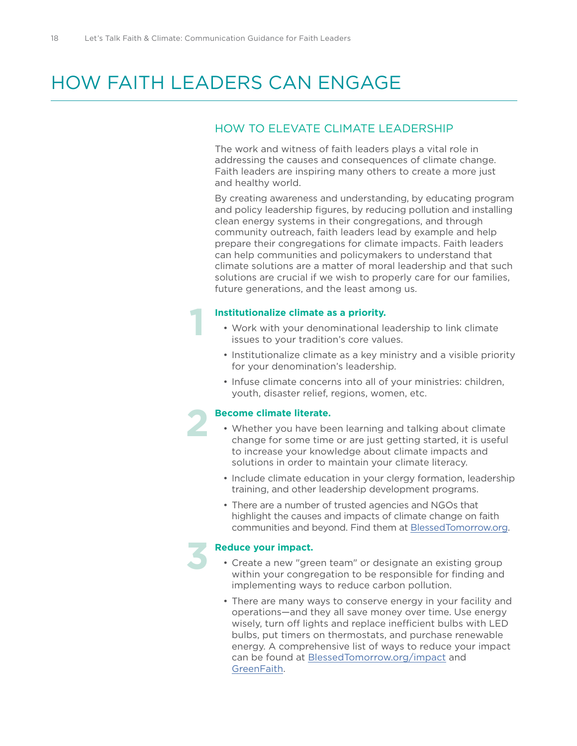# HOW FAITH LEADERS CAN ENGAGE

## HOW TO ELEVATE CLIMATE LEADERSHIP

The work and witness of faith leaders plays a vital role in addressing the causes and consequences of climate change. Faith leaders are inspiring many others to create a more just and healthy world.

By creating awareness and understanding, by educating program and policy leadership figures, by reducing pollution and installing clean energy systems in their congregations, and through community outreach, faith leaders lead by example and help prepare their congregations for climate impacts. Faith leaders can help communities and policymakers to understand that climate solutions are a matter of moral leadership and that such solutions are crucial if we wish to properly care for our families, future generations, and the least among us.

### 1 Institutionalize climate as a priority.

- Work with your denominational leadership to link climate issues to your tradition's core values.
- Institutionalize climate as a key ministry and a visible priority for your denomination's leadership.
- Infuse climate concerns into all of your ministries: children, youth, disaster relief, regions, women, etc.

### 2 Become climate literate.

- Whether you have been learning and talking about climate change for some time or are just getting started, it is useful to increase your knowledge about climate impacts and solutions in order to maintain your climate literacy.
- Include climate education in your clergy formation, leadership training, and other leadership development programs.
- There are a number of trusted agencies and NGOs that highlight the causes and impacts of climate change on faith communities and beyond. Find them at BlessedTomorrow.org.

### 3 Reduce your impact.

- Create a new "green team" or designate an existing group within your congregation to be responsible for finding and implementing ways to reduce carbon pollution.
- There are many ways to conserve energy in your facility and operations—and they all save money over time. Use energy wisely, turn off lights and replace inefficient bulbs with LED bulbs, put timers on thermostats, and purchase renewable energy. A comprehensive list of ways to reduce your impact can be found at BlessedTomorrow.org/impact and GreenFaith.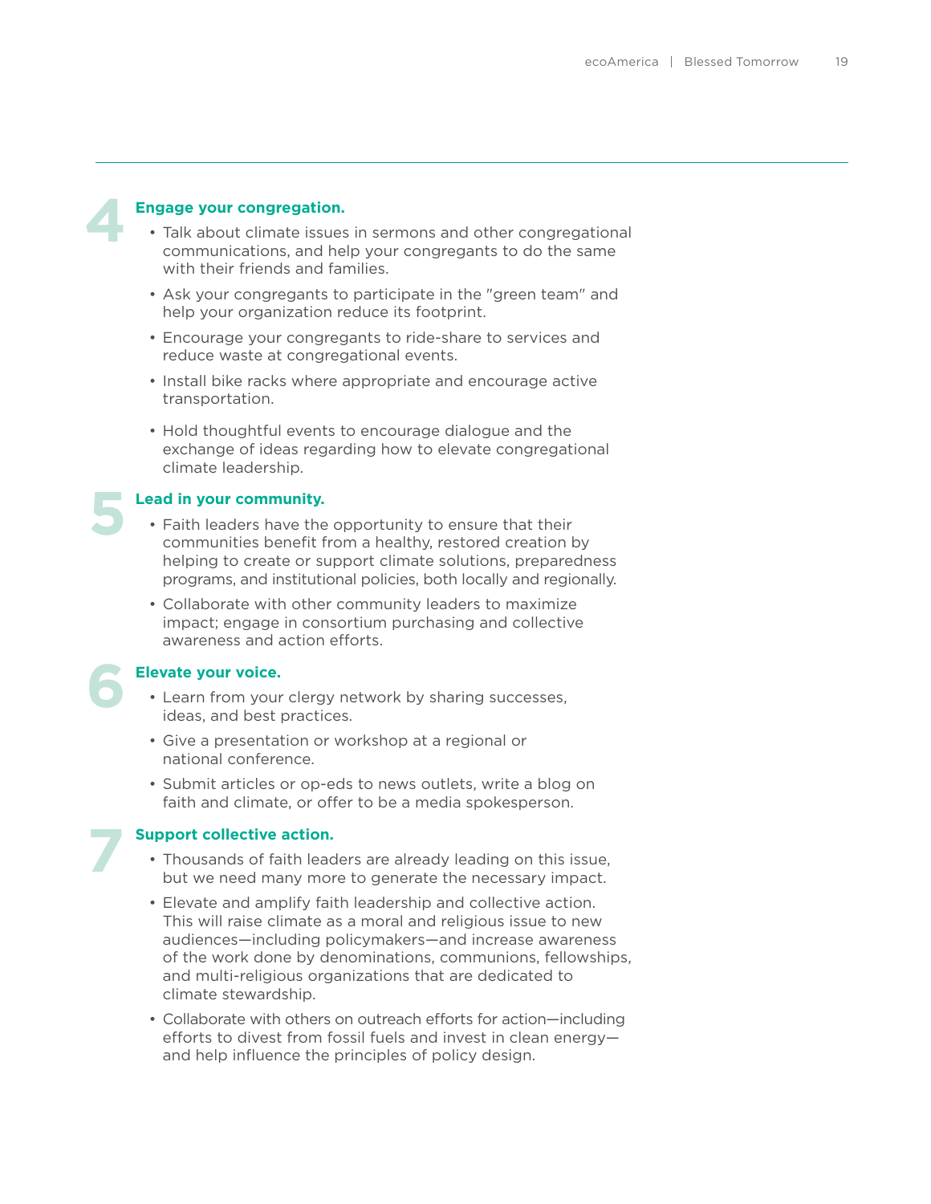## 4 Engage your congregation.

- Talk about climate issues in sermons and other congregational communications, and help your congregants to do the same with their friends and families.
- Ask your congregants to participate in the "green team" and help your organization reduce its footprint.
- Encourage your congregants to ride-share to services and reduce waste at congregational events.
- Install bike racks where appropriate and encourage active transportation.
- Hold thoughtful events to encourage dialogue and the exchange of ideas regarding how to elevate congregational climate leadership.

## 5 Lead in your community.

- Faith leaders have the opportunity to ensure that their communities benefit from a healthy, restored creation by helping to create or support climate solutions, preparedness programs, and institutional policies, both locally and regionally.
- Collaborate with other community leaders to maximize impact; engage in consortium purchasing and collective awareness and action efforts.

## 6 Elevate your voice.

- Learn from your clergy network by sharing successes, ideas, and best practices.
- Give a presentation or workshop at a regional or national conference.
- Submit articles or op-eds to news outlets, write a blog on faith and climate, or offer to be a media spokesperson.

## 7 Support collective action.

- Thousands of faith leaders are already leading on this issue, but we need many more to generate the necessary impact.
- Elevate and amplify faith leadership and collective action. This will raise climate as a moral and religious issue to new audiences—including policymakers—and increase awareness of the work done by denominations, communions, fellowships, and multi-religious organizations that are dedicated to climate stewardship.
- Collaborate with others on outreach efforts for action—including efforts to divest from fossil fuels and invest in clean energy—and help influence the principles of policy design.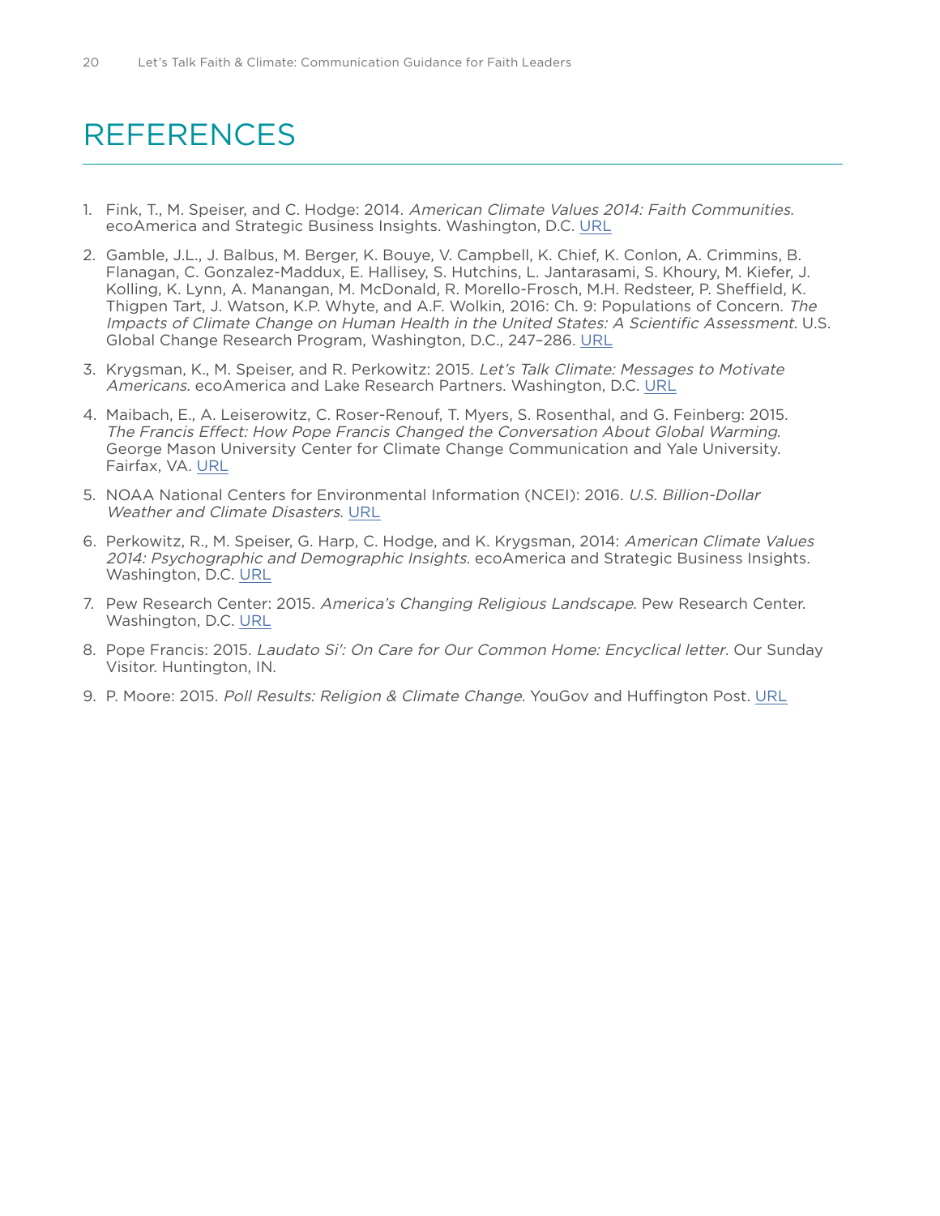# REFERENCES

1. Fink, T., M. Speiser, and C. Hodge: 2014. *American Climate Values 2014: Faith Communities*. ecoAmerica and Strategic Business Insights. Washington, D.C. URL
2. Gamble, J.L., J. Balbus, M. Berger, K. Bouye, V. Campbell, K. Chief, K. Conlon, A. Crimmins, B. Flanagan, C. Gonzalez-Maddux, E. Hallisey, S. Hutchins, L. Jantarasami, S. Khoury, M. Kiefer, J. Kolling, K. Lynn, A. Manangan, M. McDonald, R. Morello-Frosch, M.H. Redsteer, P. Sheffield, K. Thigpen Tart, J. Watson, K.P. Whyte, and A.F. Wolkin, 2016: Ch. 9: Populations of Concern. *The Impacts of Climate Change on Human Health in the United States: A Scientific Assessment*. U.S. Global Change Research Program, Washington, D.C., 247–286. URL
3. Krygsman, K., M. Speiser, and R. Perkowitz: 2015. *Let's Talk Climate: Messages to Motivate Americans*. ecoAmerica and Lake Research Partners. Washington, D.C. URL
4. Maibach, E., A. Leiserowitz, C. Roser-Renouf, T. Myers, S. Rosenthal, and G. Feinberg: 2015. *The Francis Effect: How Pope Francis Changed the Conversation About Global Warming*. George Mason University Center for Climate Change Communication and Yale University. Fairfax, VA. URL
5. NOAA National Centers for Environmental Information (NCEI): 2016. *U.S. Billion-Dollar Weather and Climate Disasters*. URL
6. Perkowitz, R., M. Speiser, G. Harp, C. Hodge, and K. Krygsman, 2014: *American Climate Values 2014: Psychographic and Demographic Insights*. ecoAmerica and Strategic Business Insights. Washington, D.C. URL
7. Pew Research Center: 2015. *America's Changing Religious Landscape*. Pew Research Center. Washington, D.C. URL
8. Pope Francis: 2015. *Laudato Si': On Care for Our Common Home: Encyclical letter*. Our Sunday Visitor. Huntington, IN.
9. P. Moore: 2015. *Poll Results: Religion & Climate Change*. YouGov and Huffington Post. URL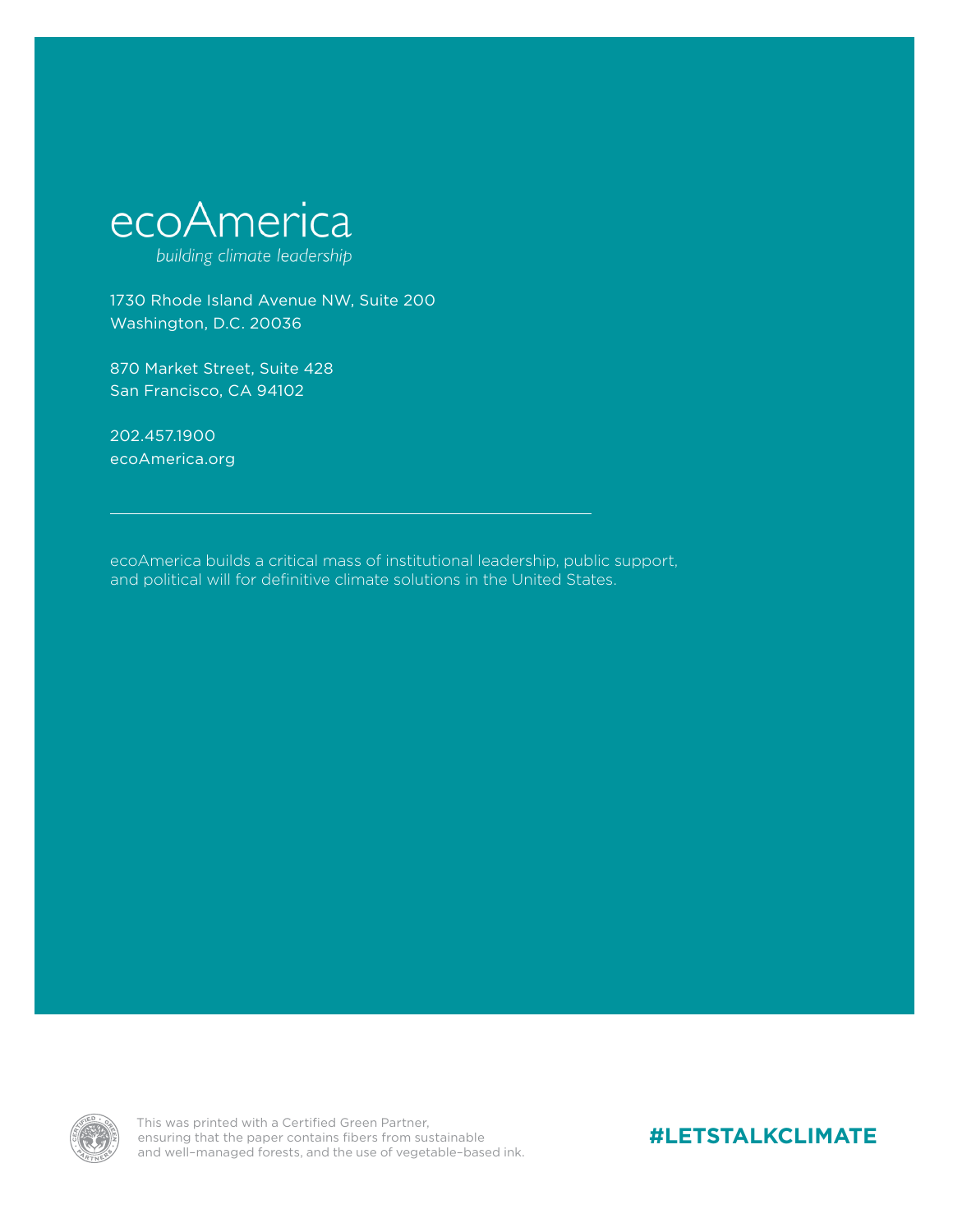# ecoAmerica

*building climate leadership*

1730 Rhode Island Avenue NW, Suite 200
Washington, D.C. 20036

870 Market Street, Suite 428
San Francisco, CA 94102

202.457.1900
ecoAmerica.org

---

ecoAmerica builds a critical mass of institutional leadership, public support, and political will for definitive climate solutions in the United States.

This was printed with a Certified Green Partner, ensuring that the paper contains fibers from sustainable and well-managed forests, and the use of vegetable-based ink.

**#LETSTALKCLIMATE**